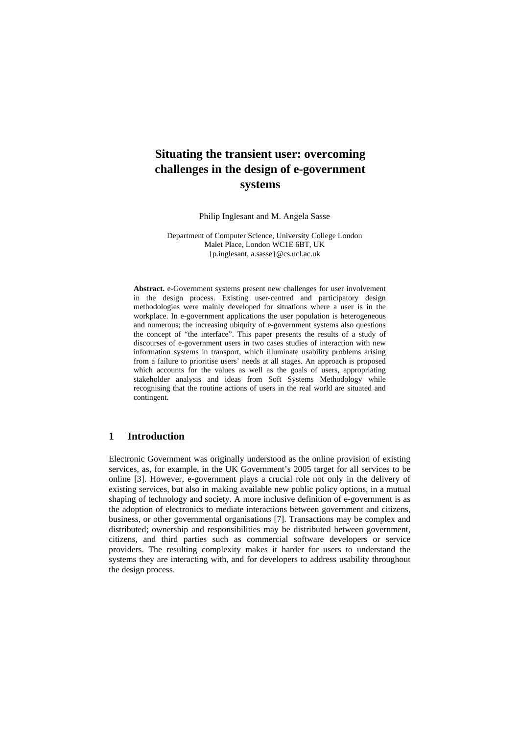# Situating the transient user: overcoming challenges in the design of e-government systems

Philip Inglesant and M. Angela Sasse

Department of Computer Science, University College London
Malet Place, London WC1E 6BT, UK
{p.inglesant, a.sasse}@cs.ucl.ac.uk

**Abstract.** e-Government systems present new challenges for user involvement in the design process. Existing user-centred and participatory design methodologies were mainly developed for situations where a user is in the workplace. In e-government applications the user population is heterogeneous and numerous; the increasing ubiquity of e-government systems also questions the concept of "the interface". This paper presents the results of a study of discourses of e-government users in two cases studies of interaction with new information systems in transport, which illuminate usability problems arising from a failure to prioritise users' needs at all stages. An approach is proposed which accounts for the values as well as the goals of users, appropriating stakeholder analysis and ideas from Soft Systems Methodology while recognising that the routine actions of users in the real world are situated and contingent.

## 1 Introduction

Electronic Government was originally understood as the online provision of existing services, as, for example, in the UK Government's 2005 target for all services to be online [3]. However, e-government plays a crucial role not only in the delivery of existing services, but also in making available new public policy options, in a mutual shaping of technology and society. A more inclusive definition of e-government is as the adoption of electronics to mediate interactions between government and citizens, business, or other governmental organisations [7]. Transactions may be complex and distributed; ownership and responsibilities may be distributed between government, citizens, and third parties such as commercial software developers or service providers. The resulting complexity makes it harder for users to understand the systems they are interacting with, and for developers to address usability throughout the design process.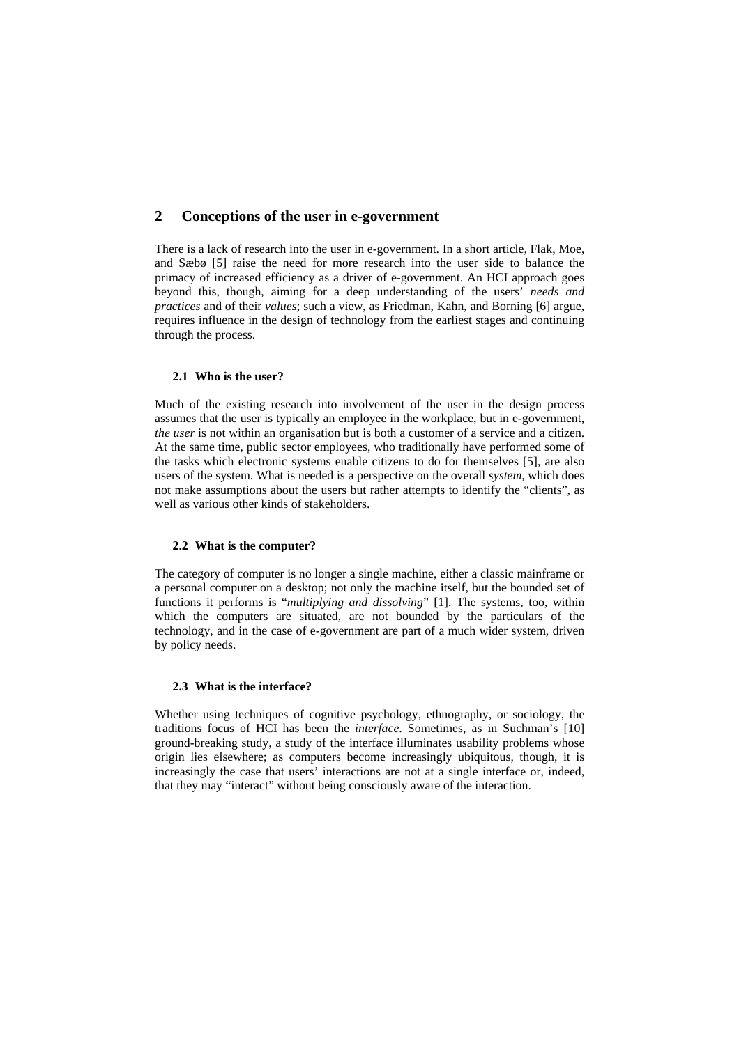## 2 Conceptions of the user in e-government

There is a lack of research into the user in e-government. In a short article, Flak, Moe, and Sæbø [5] raise the need for more research into the user side to balance the primacy of increased efficiency as a driver of e-government. An HCI approach goes beyond this, though, aiming for a deep understanding of the users' *needs and practices* and of their *values*; such a view, as Friedman, Kahn, and Borning [6] argue, requires influence in the design of technology from the earliest stages and continuing through the process.

### 2.1 Who is the user?

Much of the existing research into involvement of the user in the design process assumes that the user is typically an employee in the workplace, but in e-government, *the user* is not within an organisation but is both a customer of a service and a citizen. At the same time, public sector employees, who traditionally have performed some of the tasks which electronic systems enable citizens to do for themselves [5], are also users of the system. What is needed is a perspective on the overall *system*, which does not make assumptions about the users but rather attempts to identify the "clients", as well as various other kinds of stakeholders.

### 2.2 What is the computer?

The category of computer is no longer a single machine, either a classic mainframe or a personal computer on a desktop; not only the machine itself, but the bounded set of functions it performs is "*multiplying and dissolving*" [1]. The systems, too, within which the computers are situated, are not bounded by the particulars of the technology, and in the case of e-government are part of a much wider system, driven by policy needs.

### 2.3 What is the interface?

Whether using techniques of cognitive psychology, ethnography, or sociology, the traditions focus of HCI has been the *interface*. Sometimes, as in Suchman's [10] ground-breaking study, a study of the interface illuminates usability problems whose origin lies elsewhere; as computers become increasingly ubiquitous, though, it is increasingly the case that users' interactions are not at a single interface or, indeed, that they may "interact" without being consciously aware of the interaction.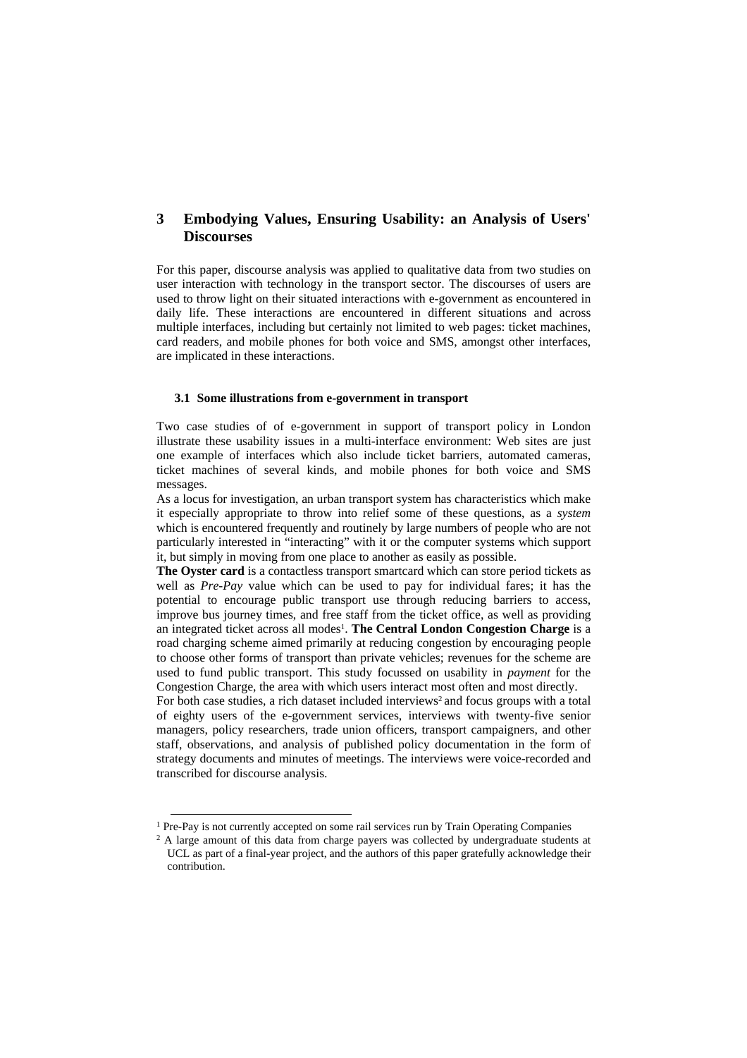# 3 Embodying Values, Ensuring Usability: an Analysis of Users' Discourses

For this paper, discourse analysis was applied to qualitative data from two studies on user interaction with technology in the transport sector. The discourses of users are used to throw light on their situated interactions with e-government as encountered in daily life. These interactions are encountered in different situations and across multiple interfaces, including but certainly not limited to web pages: ticket machines, card readers, and mobile phones for both voice and SMS, amongst other interfaces, are implicated in these interactions.

## 3.1 Some illustrations from e-government in transport

Two case studies of of e-government in support of transport policy in London illustrate these usability issues in a multi-interface environment: Web sites are just one example of interfaces which also include ticket barriers, automated cameras, ticket machines of several kinds, and mobile phones for both voice and SMS messages.

As a locus for investigation, an urban transport system has characteristics which make it especially appropriate to throw into relief some of these questions, as a *system* which is encountered frequently and routinely by large numbers of people who are not particularly interested in "interacting" with it or the computer systems which support it, but simply in moving from one place to another as easily as possible.

**The Oyster card** is a contactless transport smartcard which can store period tickets as well as *Pre-Pay* value which can be used to pay for individual fares; it has the potential to encourage public transport use through reducing barriers to access, improve bus journey times, and free staff from the ticket office, as well as providing an integrated ticket across all modes[1]. **The Central London Congestion Charge** is a road charging scheme aimed primarily at reducing congestion by encouraging people to choose other forms of transport than private vehicles; revenues for the scheme are used to fund public transport. This study focussed on usability in *payment* for the Congestion Charge, the area with which users interact most often and most directly.

For both case studies, a rich dataset included interviews[2] and focus groups with a total of eighty users of the e-government services, interviews with twenty-five senior managers, policy researchers, trade union officers, transport campaigners, and other staff, observations, and analysis of published policy documentation in the form of strategy documents and minutes of meetings. The interviews were voice-recorded and transcribed for discourse analysis.

---

[1] Pre-Pay is not currently accepted on some rail services run by Train Operating Companies

[2] A large amount of this data from charge payers was collected by undergraduate students at UCL as part of a final-year project, and the authors of this paper gratefully acknowledge their contribution.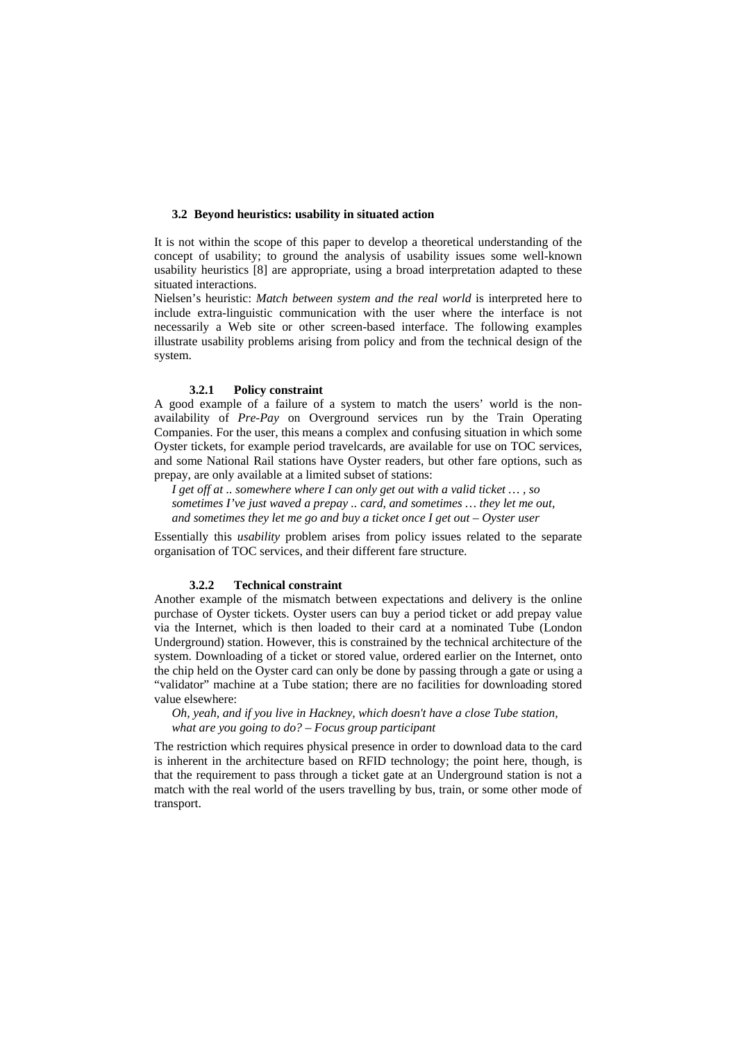### 3.2 Beyond heuristics: usability in situated action

It is not within the scope of this paper to develop a theoretical understanding of the concept of usability; to ground the analysis of usability issues some well-known usability heuristics [8] are appropriate, using a broad interpretation adapted to these situated interactions.

Nielsen's heuristic: *Match between system and the real world* is interpreted here to include extra-linguistic communication with the user where the interface is not necessarily a Web site or other screen-based interface. The following examples illustrate usability problems arising from policy and from the technical design of the system.

#### 3.2.1 Policy constraint

A good example of a failure of a system to match the users' world is the non-availability of *Pre-Pay* on Overground services run by the Train Operating Companies. For the user, this means a complex and confusing situation in which some Oyster tickets, for example period travelcards, are available for use on TOC services, and some National Rail stations have Oyster readers, but other fare options, such as prepay, are only available at a limited subset of stations:

> *I get off at .. somewhere where I can only get out with a valid ticket … , so sometimes I've just waved a prepay .. card, and sometimes … they let me out, and sometimes they let me go and buy a ticket once I get out – Oyster user*

Essentially this *usability* problem arises from policy issues related to the separate organisation of TOC services, and their different fare structure.

#### 3.2.2 Technical constraint

Another example of the mismatch between expectations and delivery is the online purchase of Oyster tickets. Oyster users can buy a period ticket or add prepay value via the Internet, which is then loaded to their card at a nominated Tube (London Underground) station. However, this is constrained by the technical architecture of the system. Downloading of a ticket or stored value, ordered earlier on the Internet, onto the chip held on the Oyster card can only be done by passing through a gate or using a "validator" machine at a Tube station; there are no facilities for downloading stored value elsewhere:

> *Oh, yeah, and if you live in Hackney, which doesn't have a close Tube station, what are you going to do? – Focus group participant*

The restriction which requires physical presence in order to download data to the card is inherent in the architecture based on RFID technology; the point here, though, is that the requirement to pass through a ticket gate at an Underground station is not a match with the real world of the users travelling by bus, train, or some other mode of transport.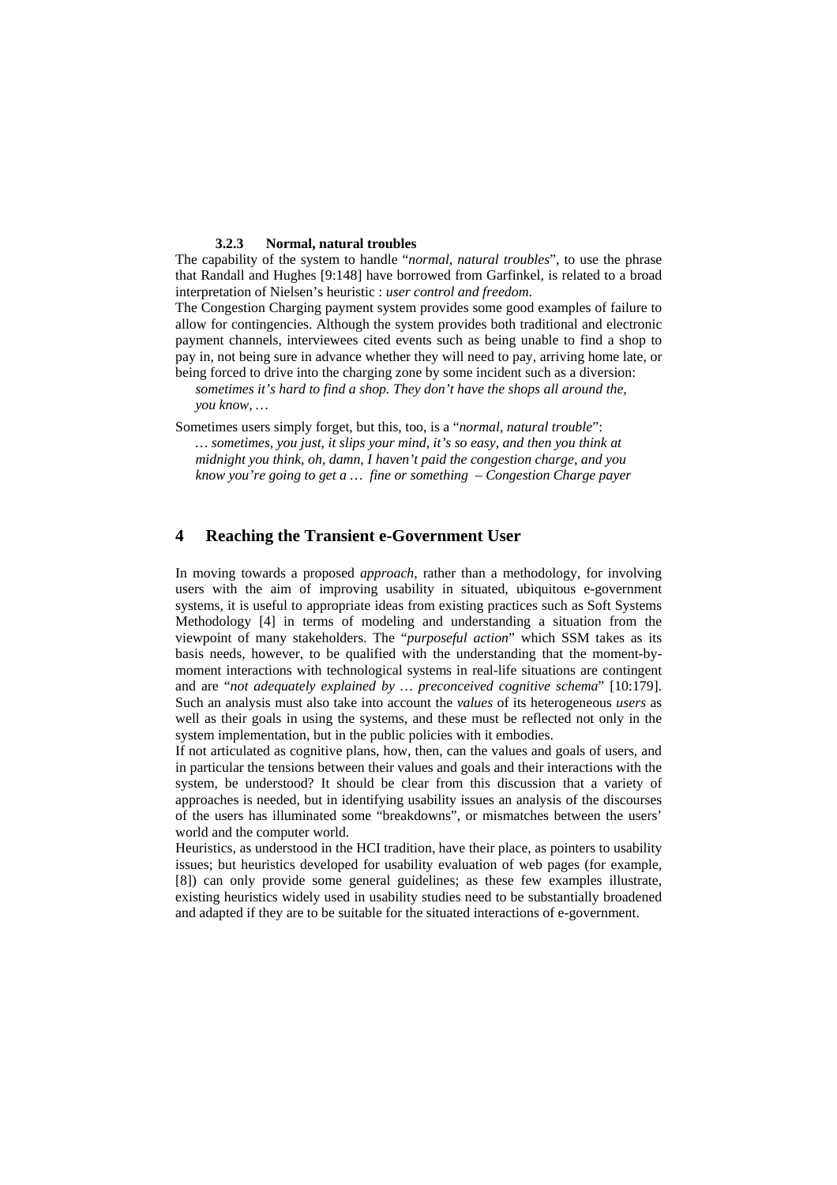#### 3.2.3 Normal, natural troubles

The capability of the system to handle "*normal, natural troubles*", to use the phrase that Randall and Hughes [9:148] have borrowed from Garfinkel, is related to a broad interpretation of Nielsen's heuristic : *user control and freedom*.

The Congestion Charging payment system provides some good examples of failure to allow for contingencies. Although the system provides both traditional and electronic payment channels, interviewees cited events such as being unable to find a shop to pay in, not being sure in advance whether they will need to pay, arriving home late, or being forced to drive into the charging zone by some incident such as a diversion:

> *sometimes it's hard to find a shop. They don't have the shops all around the, you know, …*

Sometimes users simply forget, but this, too, is a "*normal, natural trouble*":

> *… sometimes, you just, it slips your mind, it's so easy, and then you think at midnight you think, oh, damn, I haven't paid the congestion charge, and you know you're going to get a … fine or something – Congestion Charge payer*

## 4 Reaching the Transient e-Government User

In moving towards a proposed *approach*, rather than a methodology, for involving users with the aim of improving usability in situated, ubiquitous e-government systems, it is useful to appropriate ideas from existing practices such as Soft Systems Methodology [4] in terms of modeling and understanding a situation from the viewpoint of many stakeholders. The "*purposeful action*" which SSM takes as its basis needs, however, to be qualified with the understanding that the moment-by-moment interactions with technological systems in real-life situations are contingent and are "*not adequately explained by … preconceived cognitive schema*" [10:179]. Such an analysis must also take into account the *values* of its heterogeneous *users* as well as their goals in using the systems, and these must be reflected not only in the system implementation, but in the public policies with it embodies.

If not articulated as cognitive plans, how, then, can the values and goals of users, and in particular the tensions between their values and goals and their interactions with the system, be understood? It should be clear from this discussion that a variety of approaches is needed, but in identifying usability issues an analysis of the discourses of the users has illuminated some "breakdowns", or mismatches between the users' world and the computer world.

Heuristics, as understood in the HCI tradition, have their place, as pointers to usability issues; but heuristics developed for usability evaluation of web pages (for example, [8]) can only provide some general guidelines; as these few examples illustrate, existing heuristics widely used in usability studies need to be substantially broadened and adapted if they are to be suitable for the situated interactions of e-government.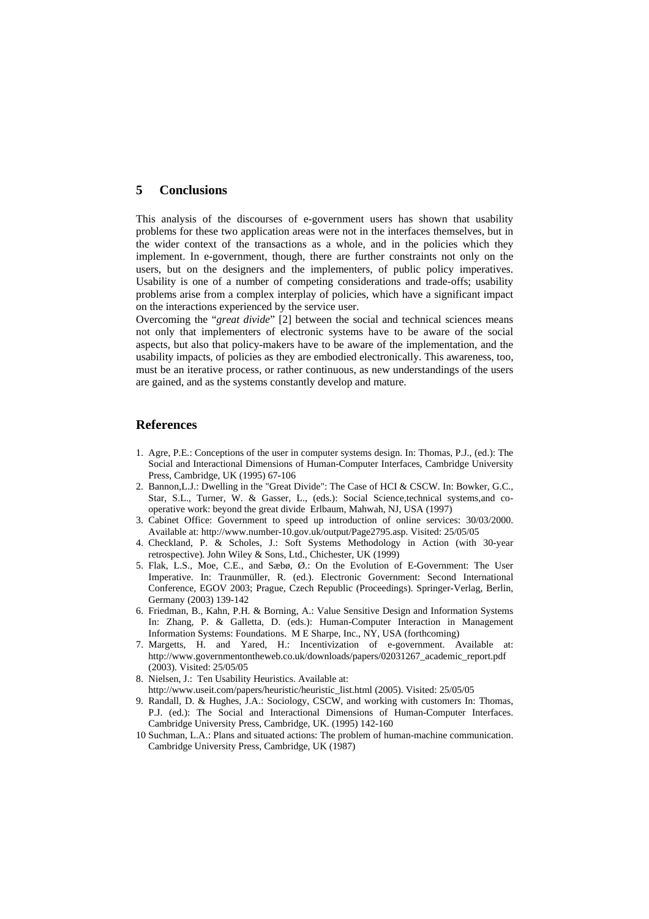## 5 Conclusions

This analysis of the discourses of e-government users has shown that usability problems for these two application areas were not in the interfaces themselves, but in the wider context of the transactions as a whole, and in the policies which they implement. In e-government, though, there are further constraints not only on the users, but on the designers and the implementers, of public policy imperatives. Usability is one of a number of competing considerations and trade-offs; usability problems arise from a complex interplay of policies, which have a significant impact on the interactions experienced by the service user.

Overcoming the "*great divide*" [2] between the social and technical sciences means not only that implementers of electronic systems have to be aware of the social aspects, but also that policy-makers have to be aware of the implementation, and the usability impacts, of policies as they are embodied electronically. This awareness, too, must be an iterative process, or rather continuous, as new understandings of the users are gained, and as the systems constantly develop and mature.

## References

1. Agre, P.E.: Conceptions of the user in computer systems design. In: Thomas, P.J., (ed.): The Social and Interactional Dimensions of Human-Computer Interfaces, Cambridge University Press, Cambridge, UK (1995) 67-106
2. Bannon,L.J.: Dwelling in the "Great Divide": The Case of HCI & CSCW. In: Bowker, G.C., Star, S.L., Turner, W. & Gasser, L., (eds.): Social Science,technical systems,and co-operative work: beyond the great divide Erlbaum, Mahwah, NJ, USA (1997)
3. Cabinet Office: Government to speed up introduction of online services: 30/03/2000. Available at: http://www.number-10.gov.uk/output/Page2795.asp. Visited: 25/05/05
4. Checkland, P. & Scholes, J.: Soft Systems Methodology in Action (with 30-year retrospective). John Wiley & Sons, Ltd., Chichester, UK (1999)
5. Flak, L.S., Moe, C.E., and Sæbø, Ø.: On the Evolution of E-Government: The User Imperative. In: Traunmüller, R. (ed.). Electronic Government: Second International Conference, EGOV 2003; Prague, Czech Republic (Proceedings). Springer-Verlag, Berlin, Germany (2003) 139-142
6. Friedman, B., Kahn, P.H. & Borning, A.: Value Sensitive Design and Information Systems In: Zhang, P. & Galletta, D. (eds.): Human-Computer Interaction in Management Information Systems: Foundations. M E Sharpe, Inc., NY, USA (forthcoming)
7. Margetts, H. and Yared, H.: Incentivization of e-government. Available at: http://www.governmentontheweb.co.uk/downloads/papers/02031267_academic_report.pdf (2003). Visited: 25/05/05
8. Nielsen, J.: Ten Usability Heuristics. Available at: http://www.useit.com/papers/heuristic/heuristic_list.html (2005). Visited: 25/05/05
9. Randall, D. & Hughes, J.A.: Sociology, CSCW, and working with customers In: Thomas, P.J. (ed.): The Social and Interactional Dimensions of Human-Computer Interfaces. Cambridge University Press, Cambridge, UK. (1995) 142-160
10. Suchman, L.A.: Plans and situated actions: The problem of human-machine communication. Cambridge University Press, Cambridge, UK (1987)